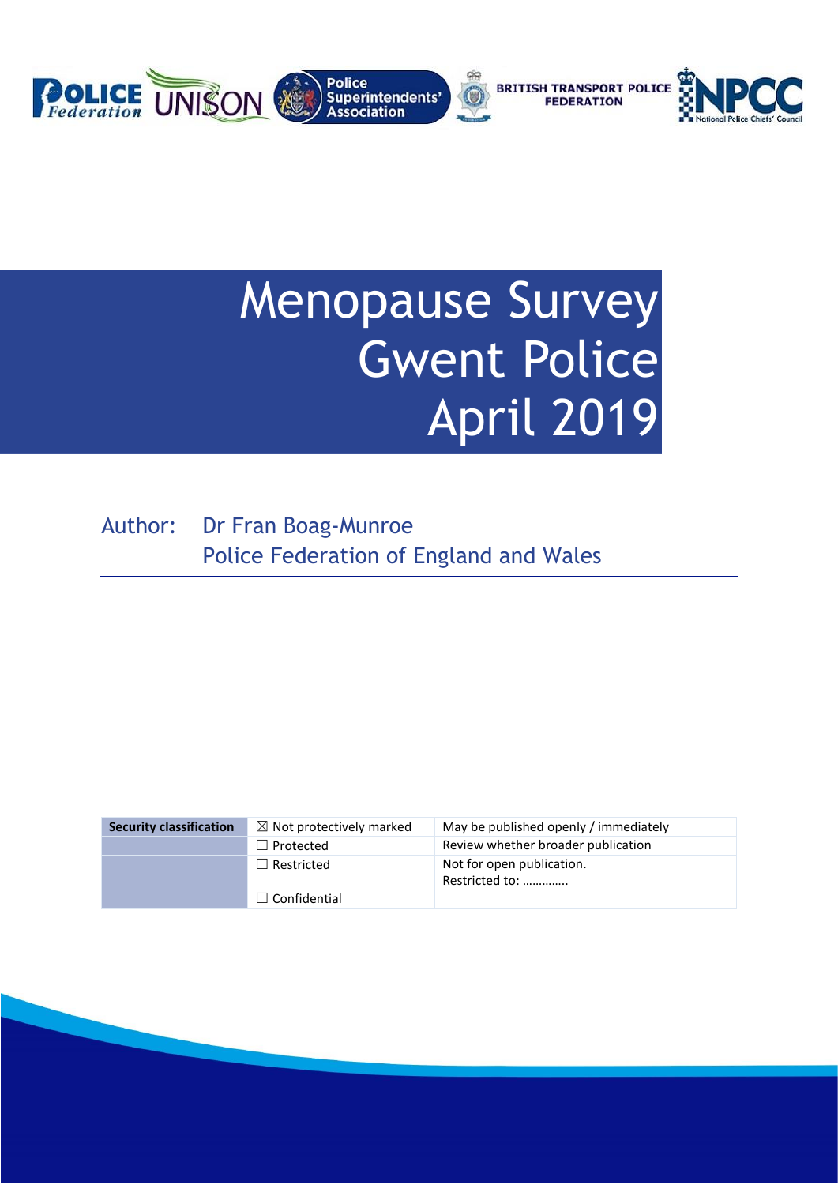# Menopause Survey Gwent Police April 2019

Author: Dr Fran Boag-Munroe
Police Federation of England and Wales

| Security classification | ☒ Not protectively marked | May be published openly / immediately |
|---|---|---|
| | ☐ Protected | Review whether broader publication |
| | ☐ Restricted | Not for open publication. Restricted to: ………….. |
| | ☐ Confidential | |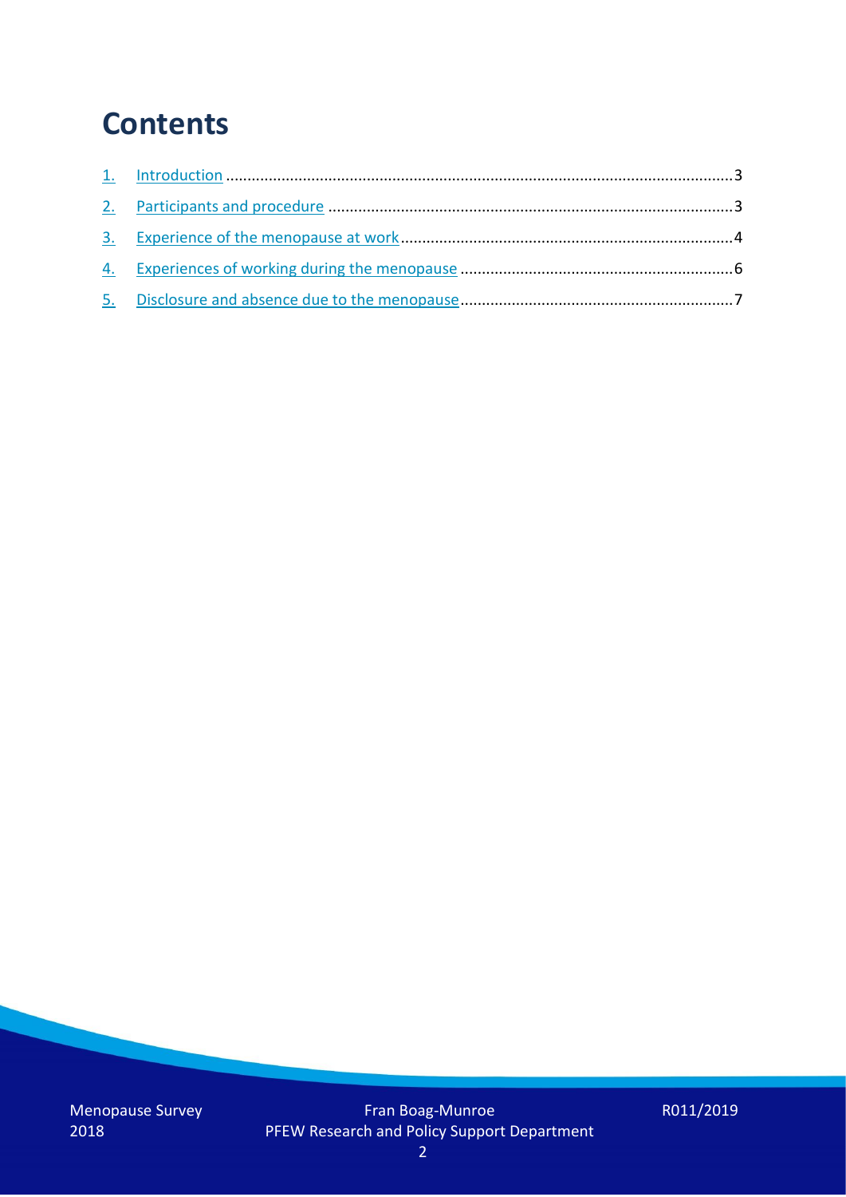# Contents

1. Introduction .......... 3
2. Participants and procedure .......... 3
3. Experience of the menopause at work .......... 4
4. Experiences of working during the menopause .......... 6
5. Disclosure and absence due to the menopause .......... 7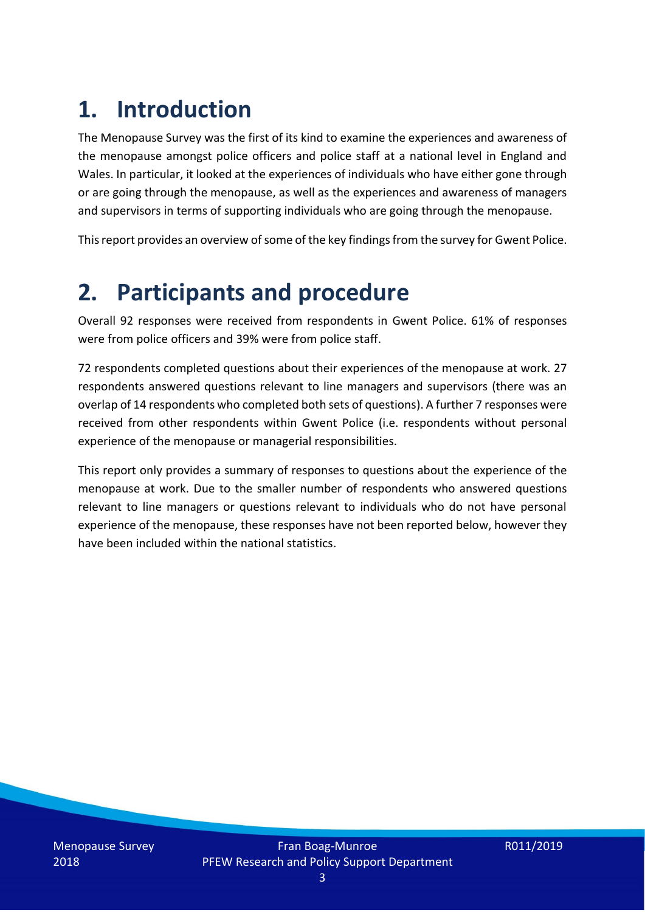# 1. Introduction

The Menopause Survey was the first of its kind to examine the experiences and awareness of the menopause amongst police officers and police staff at a national level in England and Wales. In particular, it looked at the experiences of individuals who have either gone through or are going through the menopause, as well as the experiences and awareness of managers and supervisors in terms of supporting individuals who are going through the menopause.

This report provides an overview of some of the key findings from the survey for Gwent Police.

# 2. Participants and procedure

Overall 92 responses were received from respondents in Gwent Police. 61% of responses were from police officers and 39% were from police staff.

72 respondents completed questions about their experiences of the menopause at work. 27 respondents answered questions relevant to line managers and supervisors (there was an overlap of 14 respondents who completed both sets of questions). A further 7 responses were received from other respondents within Gwent Police (i.e. respondents without personal experience of the menopause or managerial responsibilities.

This report only provides a summary of responses to questions about the experience of the menopause at work. Due to the smaller number of respondents who answered questions relevant to line managers or questions relevant to individuals who do not have personal experience of the menopause, these responses have not been reported below, however they have been included within the national statistics.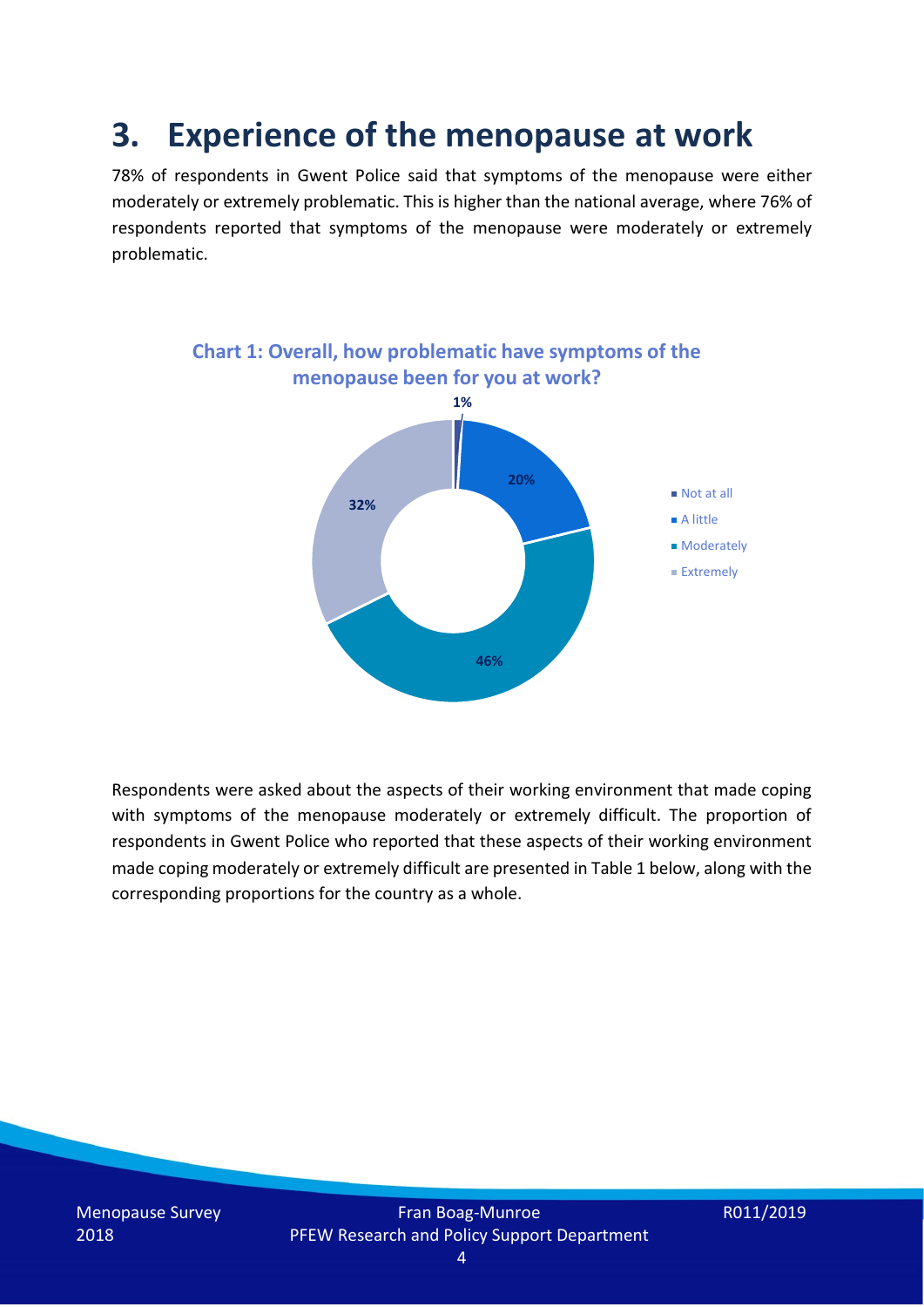# 3. Experience of the menopause at work

78% of respondents in Gwent Police said that symptoms of the menopause were either moderately or extremely problematic. This is higher than the national average, where 76% of respondents reported that symptoms of the menopause were moderately or extremely problematic.

**Chart 1: Overall, how problematic have symptoms of the menopause been for you at work?**

| Response | Percentage |
|---|---|
| Not at all | 1% |
| A little | 20% |
| Moderately | 46% |
| Extremely | 32% |

Respondents were asked about the aspects of their working environment that made coping with symptoms of the menopause moderately or extremely difficult. The proportion of respondents in Gwent Police who reported that these aspects of their working environment made coping moderately or extremely difficult are presented in Table 1 below, along with the corresponding proportions for the country as a whole.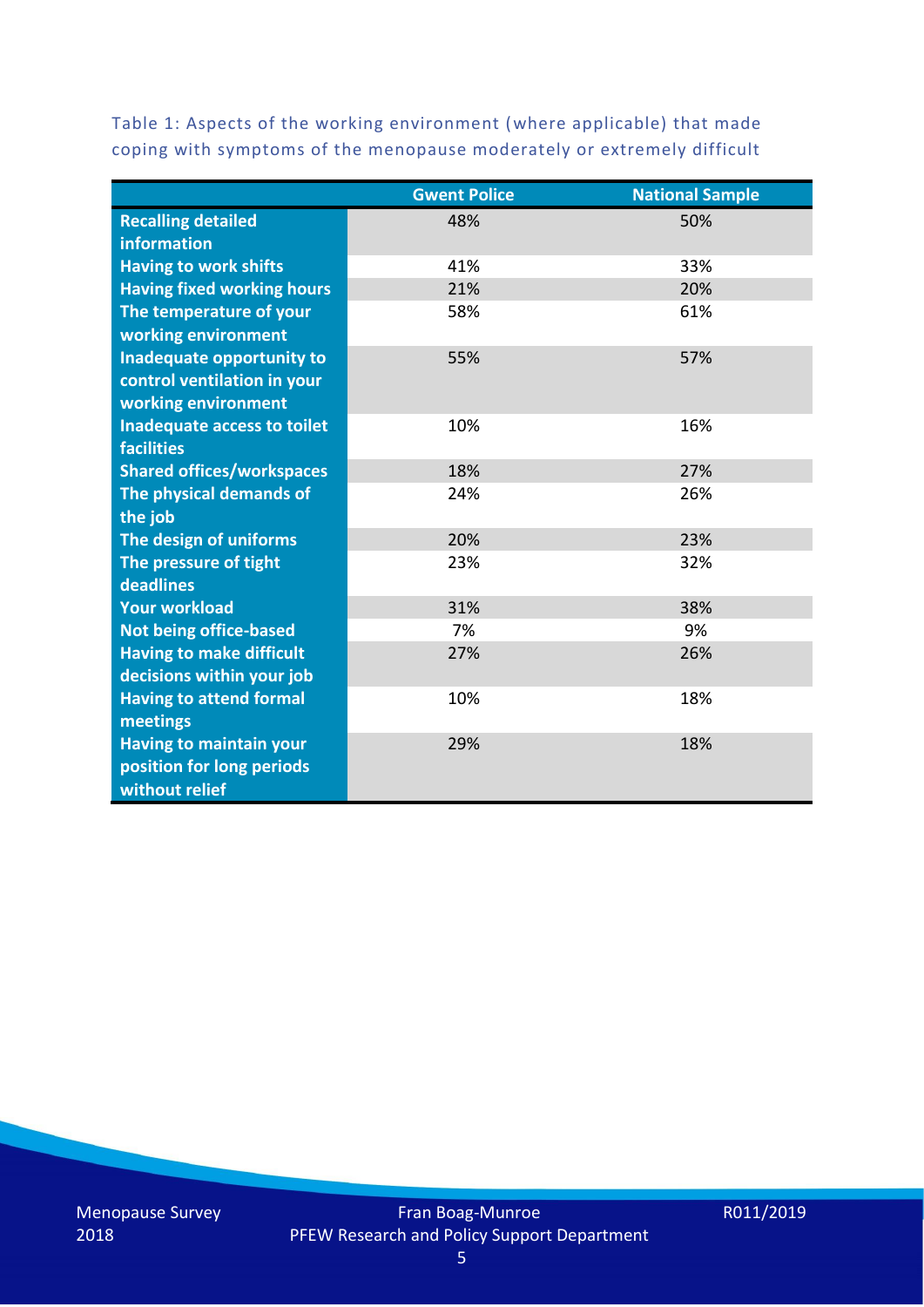Table 1: Aspects of the working environment (where applicable) that made coping with symptoms of the menopause moderately or extremely difficult

| | Gwent Police | National Sample |
|---|---|---|
| Recalling detailed information | 48% | 50% |
| Having to work shifts | 41% | 33% |
| Having fixed working hours | 21% | 20% |
| The temperature of your working environment | 58% | 61% |
| Inadequate opportunity to control ventilation in your working environment | 55% | 57% |
| Inadequate access to toilet facilities | 10% | 16% |
| Shared offices/workspaces | 18% | 27% |
| The physical demands of the job | 24% | 26% |
| The design of uniforms | 20% | 23% |
| The pressure of tight deadlines | 23% | 32% |
| Your workload | 31% | 38% |
| Not being office-based | 7% | 9% |
| Having to make difficult decisions within your job | 27% | 26% |
| Having to attend formal meetings | 10% | 18% |
| Having to maintain your position for long periods without relief | 29% | 18% |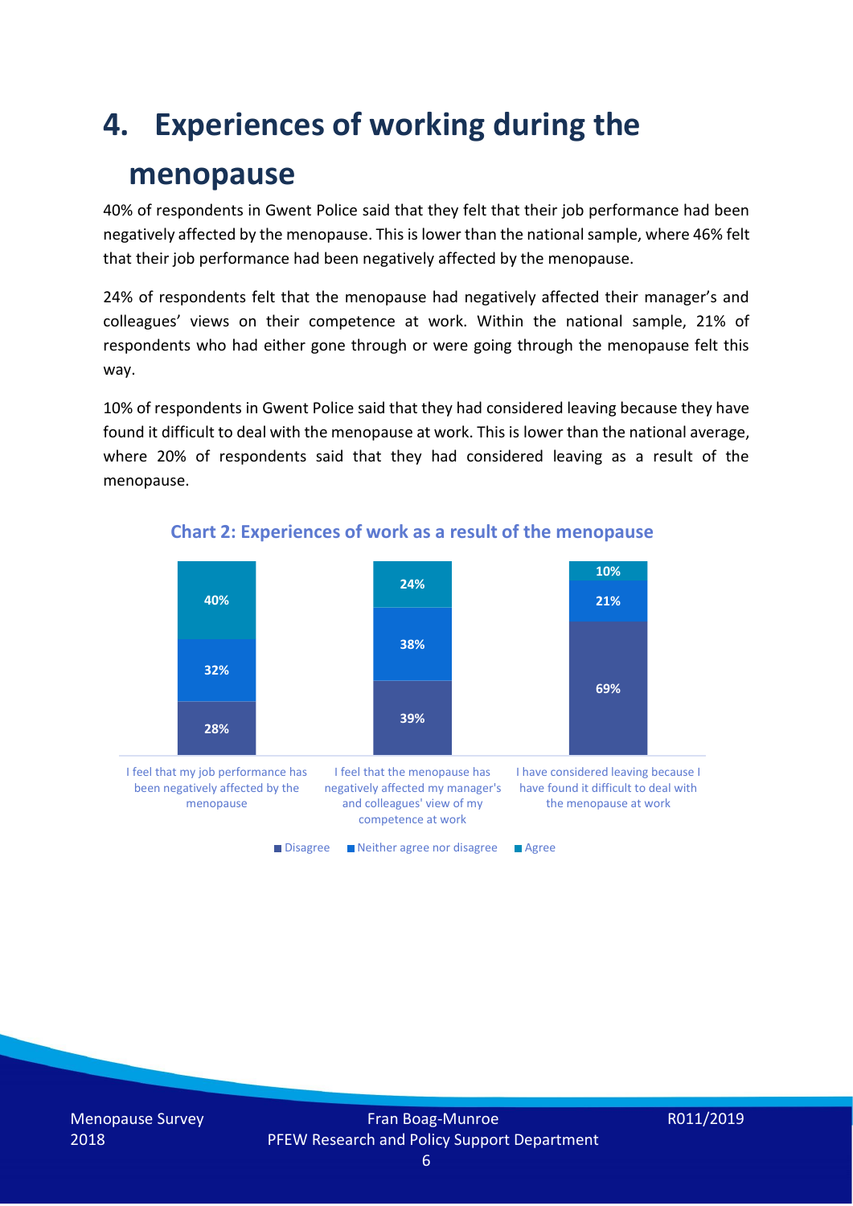# 4. Experiences of working during the menopause

40% of respondents in Gwent Police said that they felt that their job performance had been negatively affected by the menopause. This is lower than the national sample, where 46% felt that their job performance had been negatively affected by the menopause.

24% of respondents felt that the menopause had negatively affected their manager's and colleagues' views on their competence at work. Within the national sample, 21% of respondents who had either gone through or were going through the menopause felt this way.

10% of respondents in Gwent Police said that they had considered leaving because they have found it difficult to deal with the menopause at work. This is lower than the national average, where 20% of respondents said that they had considered leaving as a result of the menopause.

**Chart 2: Experiences of work as a result of the menopause**

| | Disagree | Neither agree nor disagree | Agree |
|---|---|---|---|
| I feel that my job performance has been negatively affected by the menopause | 28% | 32% | 40% |
| I feel that the menopause has negatively affected my manager's and colleagues' view of my competence at work | 39% | 38% | 24% |
| I have considered leaving because I have found it difficult to deal with the menopause at work | 69% | 21% | 10% |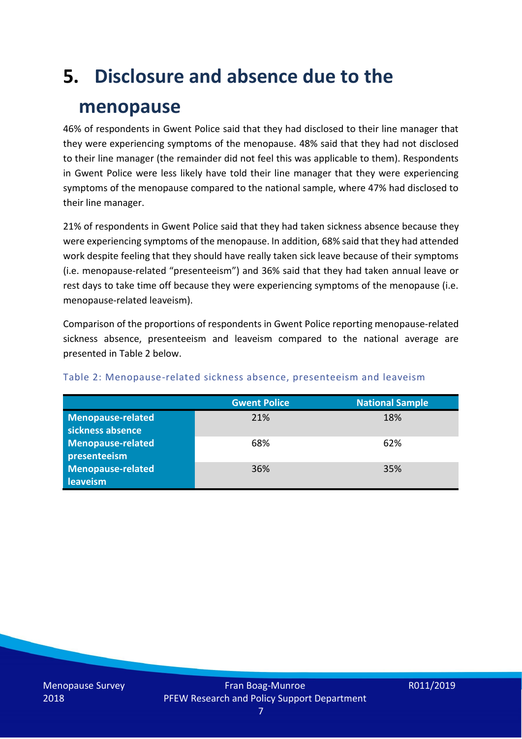# 5. Disclosure and absence due to the menopause

46% of respondents in Gwent Police said that they had disclosed to their line manager that they were experiencing symptoms of the menopause. 48% said that they had not disclosed to their line manager (the remainder did not feel this was applicable to them). Respondents in Gwent Police were less likely have told their line manager that they were experiencing symptoms of the menopause compared to the national sample, where 47% had disclosed to their line manager.

21% of respondents in Gwent Police said that they had taken sickness absence because they were experiencing symptoms of the menopause. In addition, 68% said that they had attended work despite feeling that they should have really taken sick leave because of their symptoms (i.e. menopause-related "presenteeism") and 36% said that they had taken annual leave or rest days to take time off because they were experiencing symptoms of the menopause (i.e. menopause-related leaveism).

Comparison of the proportions of respondents in Gwent Police reporting menopause-related sickness absence, presenteeism and leaveism compared to the national average are presented in Table 2 below.

Table 2: Menopause-related sickness absence, presenteeism and leaveism

| | Gwent Police | National Sample |
|---|---|---|
| **Menopause-related sickness absence** | 21% | 18% |
| **Menopause-related presenteeism** | 68% | 62% |
| **Menopause-related leaveism** | 36% | 35% |